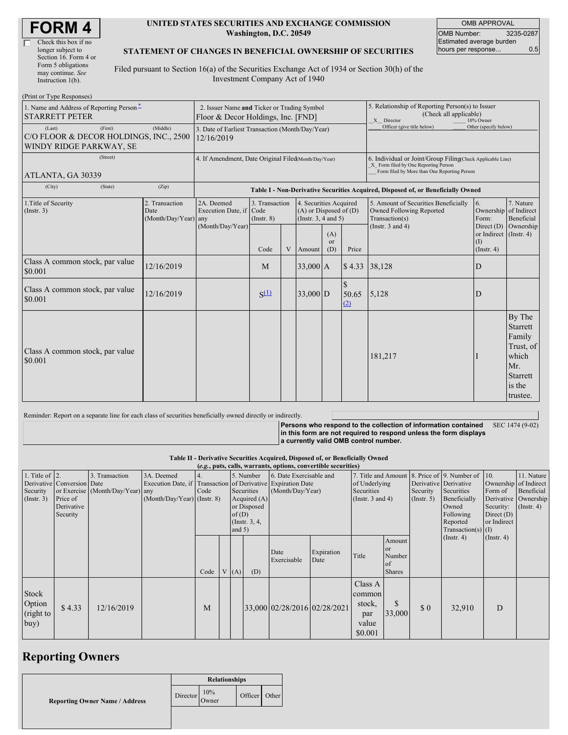# FORM 4

☐ Check this box if no longer subject to Section 16. Form 4 or Form 5 obligations may continue. *See* Instruction 1(b).

**UNITED STATES SECURITIES AND EXCHANGE COMMISSION**
**Washington, D.C. 20549**

**STATEMENT OF CHANGES IN BENEFICIAL OWNERSHIP OF SECURITIES**

Filed pursuant to Section 16(a) of the Securities Exchange Act of 1934 or Section 30(h) of the Investment Company Act of 1940

| OMB APPROVAL | |
|---|---|
| OMB Number: | 3235-0287 |
| Estimated average burden hours per response... | 0.5 |

(Print or Type Responses)

| 1. Name and Address of Reporting Person * | 2. Issuer Name and Ticker or Trading Symbol | 5. Relationship of Reporting Person(s) to Issuer (Check all applicable) |
|---|---|---|
| STARRETT PETER | Floor & Decor Holdings, Inc. [FND] | _X_ Director ___ 10% Owner ___ Officer (give title below) ___ Other (specify below) |
| (Last) (First) (Middle) C/O FLOOR & DECOR HOLDINGS, INC., 2500 WINDY RIDGE PARKWAY, SE | 3. Date of Earliest Transaction (Month/Day/Year) 12/16/2019 | |
| (Street) ATLANTA, GA 30339 | 4. If Amendment, Date Original Filed (Month/Day/Year) | 6. Individual or Joint/Group Filing (Check Applicable Line) _X_ Form filed by One Reporting Person ___ Form filed by More than One Reporting Person |
| (City) (State) (Zip) | | |

**Table I - Non-Derivative Securities Acquired, Disposed of, or Beneficially Owned**

| 1.Title of Security (Instr. 3) | 2. Transaction Date (Month/Day/Year) | 2A. Deemed Execution Date, if any (Month/Day/Year) | 3. Transaction Code (Instr. 8) | | 4. Securities Acquired (A) or Disposed of (D) (Instr. 3, 4 and 5) | | | 5. Amount of Securities Beneficially Owned Following Reported Transaction(s) (Instr. 3 and 4) | 6. Ownership Form: Direct (D) or Indirect (I) (Instr. 4) | 7. Nature of Indirect Beneficial Ownership (Instr. 4) |
|---|---|---|---|---|---|---|---|---|---|---|
| | | | Code | V | Amount | (A) or (D) | Price | | | |
| Class A common stock, par value $0.001 | 12/16/2019 | | M | | 33,000 | A | $ 4.33 | 38,128 | D | |
| Class A common stock, par value $0.001 | 12/16/2019 | | S [(1)] | | 33,000 | D | $ 50.65 [(2)] | 5,128 | D | |
| Class A common stock, par value $0.001 | | | | | | | | 181,217 | I | By The Starrett Family Trust, of which Mr. Starrett is the trustee. |

Reminder: Report on a separate line for each class of securities beneficially owned directly or indirectly.

**Persons who respond to the collection of information contained in this form are not required to respond unless the form displays a currently valid OMB control number.** SEC 1474 (9-02)

**Table II - Derivative Securities Acquired, Disposed of, or Beneficially Owned**
***(e.g., puts, calls, warrants, options, convertible securities)***

| 1. Title of Derivative Security (Instr. 3) | 2. Conversion or Exercise Price of Derivative Security | 3. Transaction Date (Month/Day/Year) | 3A. Deemed Execution Date, if any (Month/Day/Year) | 4. Transaction Code (Instr. 8) | | 5. Number of Derivative Securities Acquired (A) or Disposed of (D) (Instr. 3, 4, and 5) | | 6. Date Exercisable and Expiration Date (Month/Day/Year) | | 7. Title and Amount of Underlying Securities (Instr. 3 and 4) | | 8. Price of Derivative Security (Instr. 5) | 9. Number of Derivative Securities Beneficially Owned Following Reported Transaction(s) (Instr. 4) | 10. Ownership Form of Derivative Security: Direct (D) or Indirect (I) (Instr. 4) | 11. Nature of Indirect Beneficial Ownership (Instr. 4) |
|---|---|---|---|---|---|---|---|---|---|---|---|---|---|---|---|
| | | | | Code | V | (A) | (D) | Date Exercisable | Expiration Date | Title | Amount or Number of Shares | | | | |
| Stock Option (right to buy) | $ 4.33 | 12/16/2019 | | M | | | 33,000 | 02/28/2016 | 02/28/2021 | Class A common stock, par value $0.001 | $ 33,000 | $ 0 | 32,910 | D | |

## Reporting Owners

| Reporting Owner Name / Address | Relationships | | | |
|---|---|---|---|---|
| | Director | 10% Owner | Officer | Other |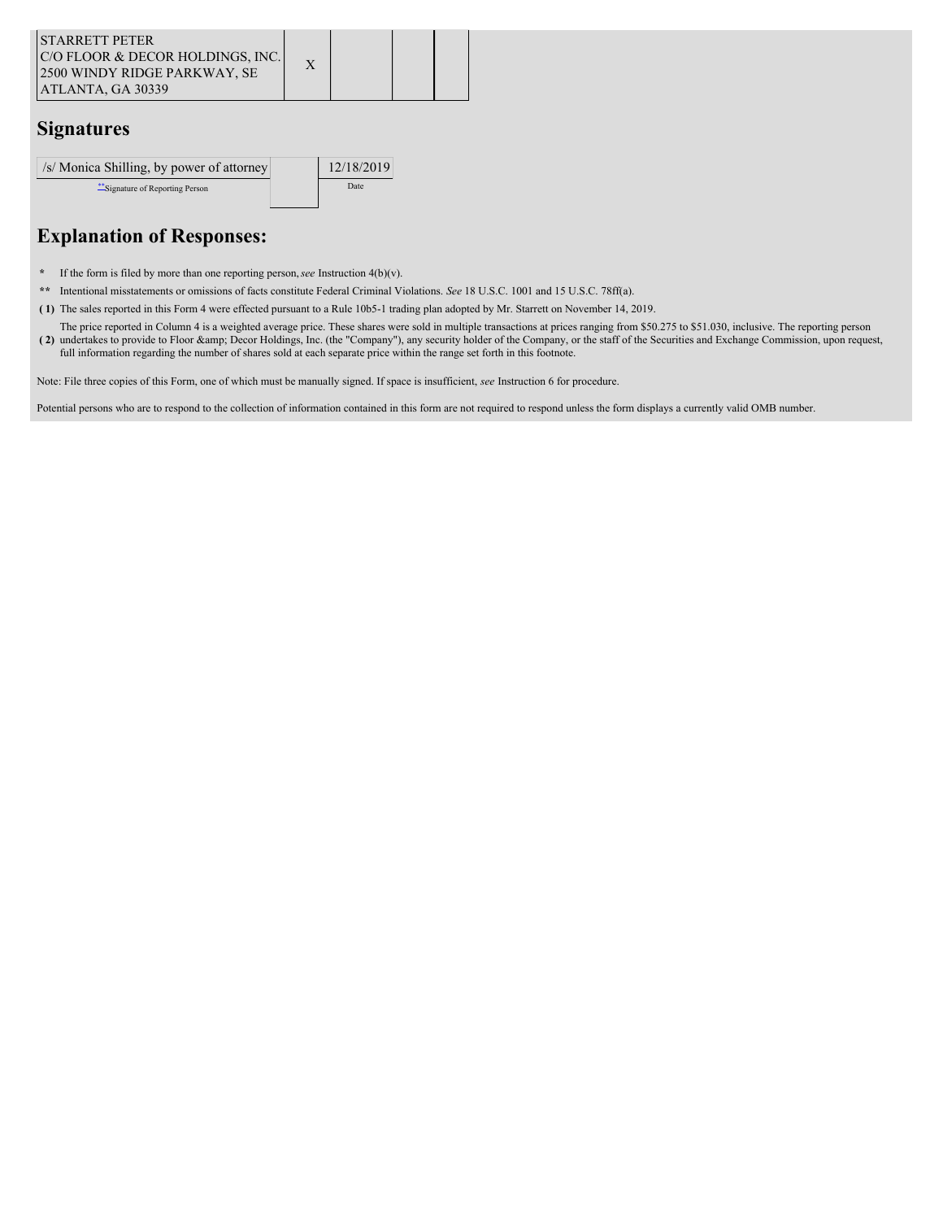| | | | | |
|---|---|---|---|---|
| STARRETT PETER<br>C/O FLOOR & DECOR HOLDINGS, INC.<br>2500 WINDY RIDGE PARKWAY, SE<br>ATLANTA, GA 30339 | X | | | |

## Signatures

| | | |
|---|---|---|
| /s/ Monica Shilling, by power of attorney | | 12/18/2019 |
| **Signature of Reporting Person | | Date |

## Explanation of Responses:

\* If the form is filed by more than one reporting person, *see* Instruction 4(b)(v).

** Intentional misstatements or omissions of facts constitute Federal Criminal Violations. *See* 18 U.S.C. 1001 and 15 U.S.C. 78ff(a).

( 1) The sales reported in this Form 4 were effected pursuant to a Rule 10b5-1 trading plan adopted by Mr. Starrett on November 14, 2019.

( 2) The price reported in Column 4 is a weighted average price. These shares were sold in multiple transactions at prices ranging from $50.275 to $51.030, inclusive. The reporting person undertakes to provide to Floor &amp; Decor Holdings, Inc. (the "Company"), any security holder of the Company, or the staff of the Securities and Exchange Commission, upon request, full information regarding the number of shares sold at each separate price within the range set forth in this footnote.

Note: File three copies of this Form, one of which must be manually signed. If space is insufficient, *see* Instruction 6 for procedure.

Potential persons who are to respond to the collection of information contained in this form are not required to respond unless the form displays a currently valid OMB number.